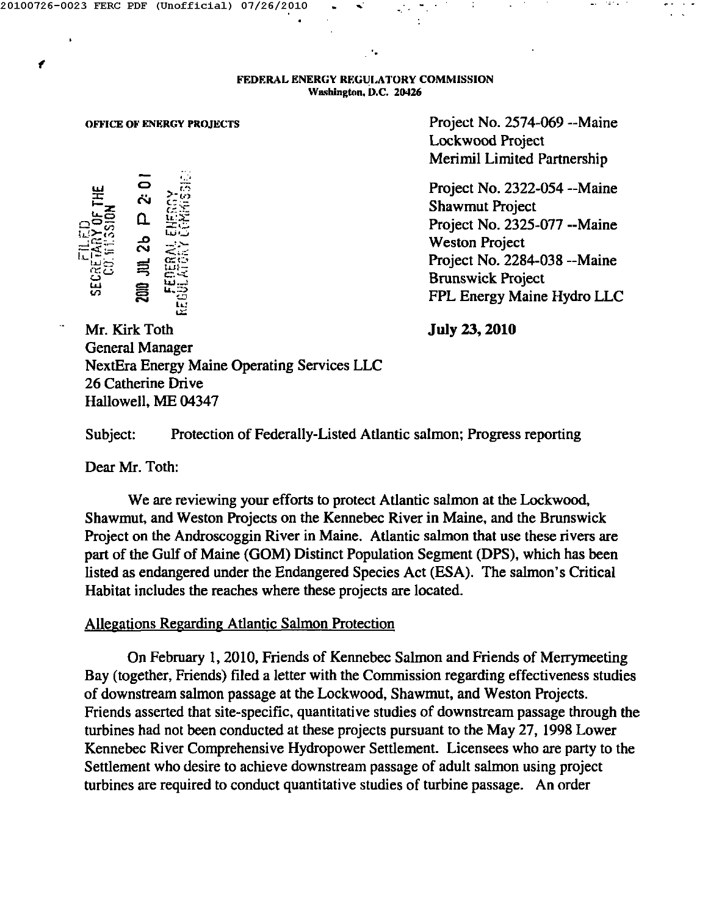FEDERAL ENERGY REGULATORY COMMISSION
Washington, D.C. 20426

OFFICE OF ENERGY PROJECTS

Project No. 2574-069 --Maine
Lockwood Project
Merimil Limited Partnership

Project No. 2322-054 --Maine
Shawmut Project
Project No. 2325-077 --Maine
Weston Project
Project No. 2284-038 --Maine
Brunswick Project
FPL Energy Maine Hydro LLC

**July 23, 2010**

Mr. Kirk Toth
General Manager
NextEra Energy Maine Operating Services LLC
26 Catherine Drive
Hallowell, ME 04347

Subject: Protection of Federally-Listed Atlantic salmon; Progress reporting

Dear Mr. Toth:

We are reviewing your efforts to protect Atlantic salmon at the Lockwood, Shawmut, and Weston Projects on the Kennebec River in Maine, and the Brunswick Project on the Androscoggin River in Maine. Atlantic salmon that use these rivers are part of the Gulf of Maine (GOM) Distinct Population Segment (DPS), which has been listed as endangered under the Endangered Species Act (ESA). The salmon's Critical Habitat includes the reaches where these projects are located.

Allegations Regarding Atlantic Salmon Protection

On February 1, 2010, Friends of Kennebec Salmon and Friends of Merrymeeting Bay (together, Friends) filed a letter with the Commission regarding effectiveness studies of downstream salmon passage at the Lockwood, Shawmut, and Weston Projects. Friends asserted that site-specific, quantitative studies of downstream passage through the turbines had not been conducted at these projects pursuant to the May 27, 1998 Lower Kennebec River Comprehensive Hydropower Settlement. Licensees who are party to the Settlement who desire to achieve downstream passage of adult salmon using project turbines are required to conduct quantitative studies of turbine passage. An order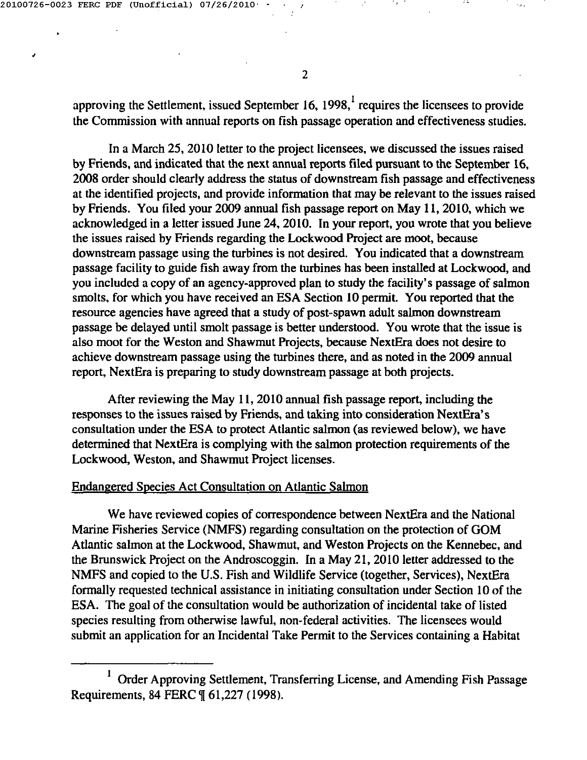approving the Settlement, issued September 16, 1998,[1] requires the licensees to provide the Commission with annual reports on fish passage operation and effectiveness studies.

In a March 25, 2010 letter to the project licensees, we discussed the issues raised by Friends, and indicated that the next annual reports filed pursuant to the September 16, 2008 order should clearly address the status of downstream fish passage and effectiveness at the identified projects, and provide information that may be relevant to the issues raised by Friends. You filed your 2009 annual fish passage report on May 11, 2010, which we acknowledged in a letter issued June 24, 2010. In your report, you wrote that you believe the issues raised by Friends regarding the Lockwood Project are moot, because downstream passage using the turbines is not desired. You indicated that a downstream passage facility to guide fish away from the turbines has been installed at Lockwood, and you included a copy of an agency-approved plan to study the facility's passage of salmon smolts, for which you have received an ESA Section 10 permit. You reported that the resource agencies have agreed that a study of post-spawn adult salmon downstream passage be delayed until smolt passage is better understood. You wrote that the issue is also moot for the Weston and Shawmut Projects, because NextEra does not desire to achieve downstream passage using the turbines there, and as noted in the 2009 annual report, NextEra is preparing to study downstream passage at both projects.

After reviewing the May 11, 2010 annual fish passage report, including the responses to the issues raised by Friends, and taking into consideration NextEra's consultation under the ESA to protect Atlantic salmon (as reviewed below), we have determined that NextEra is complying with the salmon protection requirements of the Lockwood, Weston, and Shawmut Project licenses.

<u>Endangered Species Act Consultation on Atlantic Salmon</u>

We have reviewed copies of correspondence between NextEra and the National Marine Fisheries Service (NMFS) regarding consultation on the protection of GOM Atlantic salmon at the Lockwood, Shawmut, and Weston Projects on the Kennebec, and the Brunswick Project on the Androscoggin. In a May 21, 2010 letter addressed to the NMFS and copied to the U.S. Fish and Wildlife Service (together, Services), NextEra formally requested technical assistance in initiating consultation under Section 10 of the ESA. The goal of the consultation would be authorization of incidental take of listed species resulting from otherwise lawful, non-federal activities. The licensees would submit an application for an Incidental Take Permit to the Services containing a Habitat

[1] Order Approving Settlement, Transferring License, and Amending Fish Passage Requirements, 84 FERC ¶ 61,227 (1998).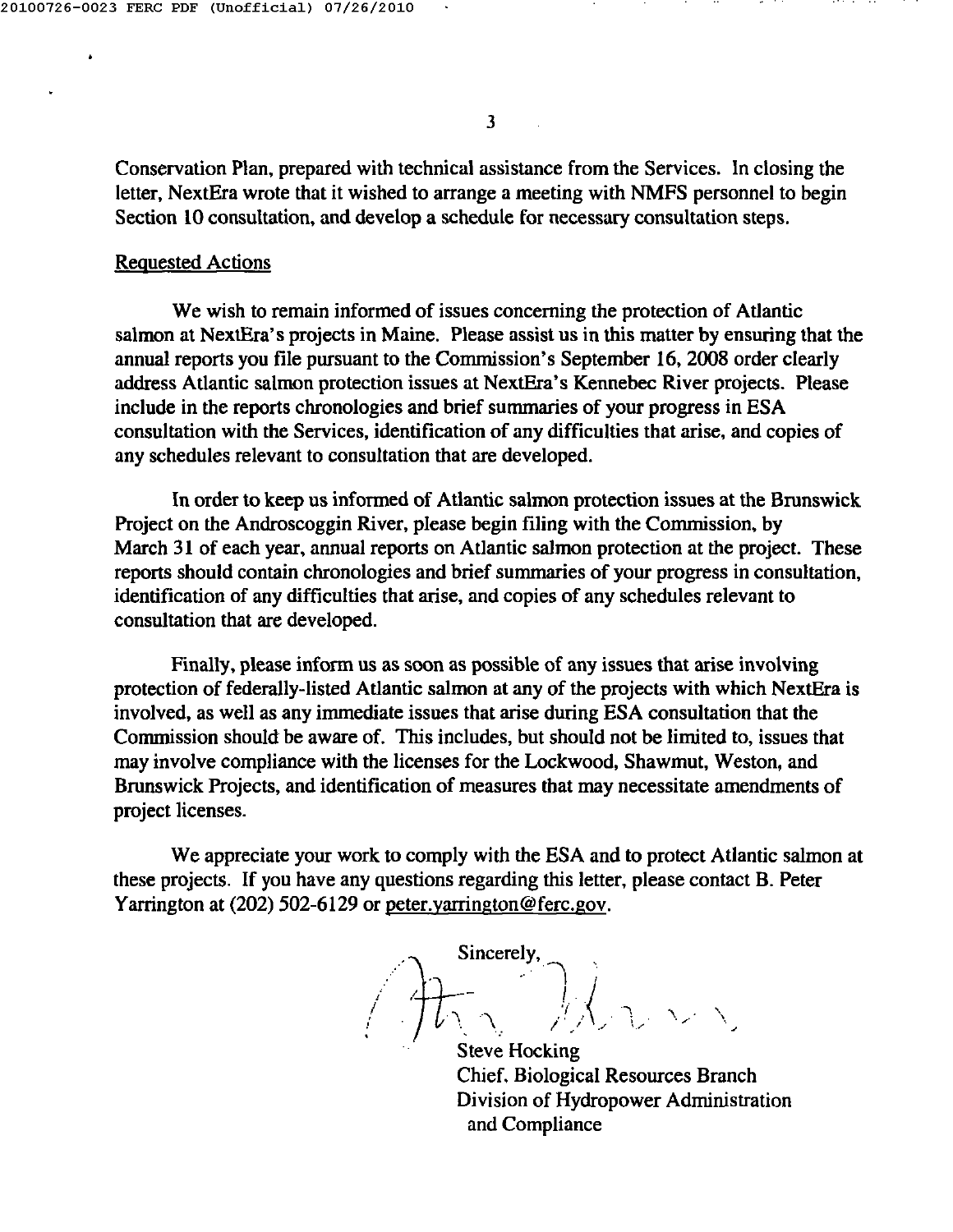Conservation Plan, prepared with technical assistance from the Services. In closing the letter, NextEra wrote that it wished to arrange a meeting with NMFS personnel to begin Section 10 consultation, and develop a schedule for necessary consultation steps.

Requested Actions

We wish to remain informed of issues concerning the protection of Atlantic salmon at NextEra's projects in Maine. Please assist us in this matter by ensuring that the annual reports you file pursuant to the Commission's September 16, 2008 order clearly address Atlantic salmon protection issues at NextEra's Kennebec River projects. Please include in the reports chronologies and brief summaries of your progress in ESA consultation with the Services, identification of any difficulties that arise, and copies of any schedules relevant to consultation that are developed.

In order to keep us informed of Atlantic salmon protection issues at the Brunswick Project on the Androscoggin River, please begin filing with the Commission, by March 31 of each year, annual reports on Atlantic salmon protection at the project. These reports should contain chronologies and brief summaries of your progress in consultation, identification of any difficulties that arise, and copies of any schedules relevant to consultation that are developed.

Finally, please inform us as soon as possible of any issues that arise involving protection of federally-listed Atlantic salmon at any of the projects with which NextEra is involved, as well as any immediate issues that arise during ESA consultation that the Commission should be aware of. This includes, but should not be limited to, issues that may involve compliance with the licenses for the Lockwood, Shawmut, Weston, and Brunswick Projects, and identification of measures that may necessitate amendments of project licenses.

We appreciate your work to comply with the ESA and to protect Atlantic salmon at these projects. If you have any questions regarding this letter, please contact B. Peter Yarrington at (202) 502-6129 or peter.yarrington@ferc.gov.

Sincerely,

Steve Hocking
Chief, Biological Resources Branch
Division of Hydropower Administration
and Compliance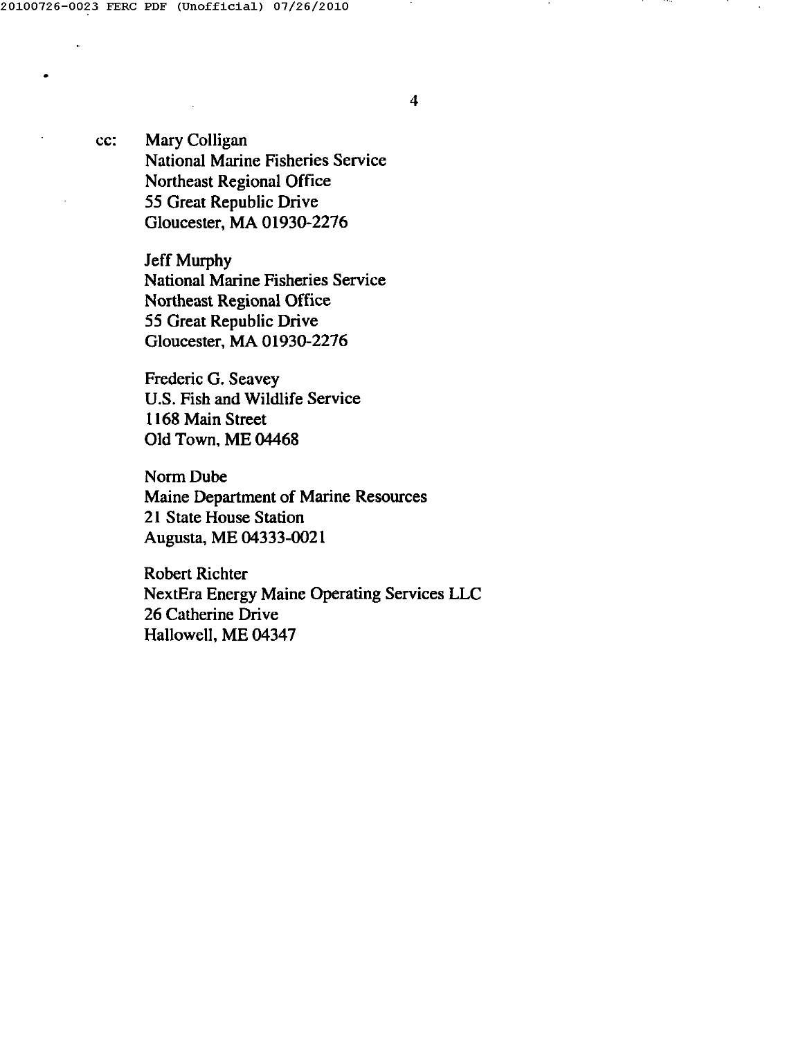cc: Mary Colligan
National Marine Fisheries Service
Northeast Regional Office
55 Great Republic Drive
Gloucester, MA 01930-2276

Jeff Murphy
National Marine Fisheries Service
Northeast Regional Office
55 Great Republic Drive
Gloucester, MA 01930-2276

Frederic G. Seavey
U.S. Fish and Wildlife Service
1168 Main Street
Old Town, ME 04468

Norm Dube
Maine Department of Marine Resources
21 State House Station
Augusta, ME 04333-0021

Robert Richter
NextEra Energy Maine Operating Services LLC
26 Catherine Drive
Hallowell, ME 04347